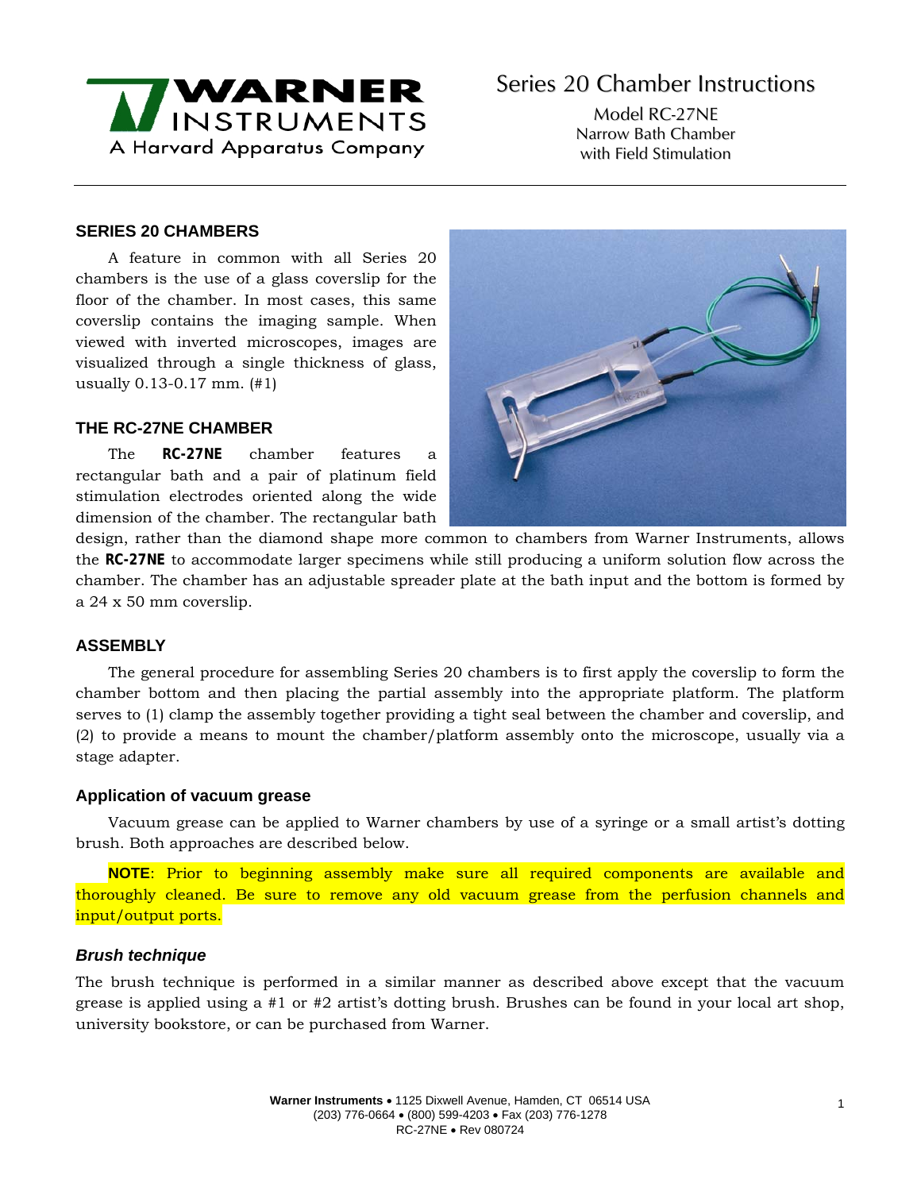# Series 20 Chamber Instructions

Model RC-27NE
Narrow Bath Chamber
with Field Stimulation

## SERIES 20 CHAMBERS

A feature in common with all Series 20 chambers is the use of a glass coverslip for the floor of the chamber. In most cases, this same coverslip contains the imaging sample. When viewed with inverted microscopes, images are visualized through a single thickness of glass, usually 0.13-0.17 mm. (#1)

## THE RC-27NE CHAMBER

The **RC-27NE** chamber features a rectangular bath and a pair of platinum field stimulation electrodes oriented along the wide dimension of the chamber. The rectangular bath design, rather than the diamond shape more common to chambers from Warner Instruments, allows the **RC-27NE** to accommodate larger specimens while still producing a uniform solution flow across the chamber. The chamber has an adjustable spreader plate at the bath input and the bottom is formed by a 24 x 50 mm coverslip.

## ASSEMBLY

The general procedure for assembling Series 20 chambers is to first apply the coverslip to form the chamber bottom and then placing the partial assembly into the appropriate platform. The platform serves to (1) clamp the assembly together providing a tight seal between the chamber and coverslip, and (2) to provide a means to mount the chamber/platform assembly onto the microscope, usually via a stage adapter.

### Application of vacuum grease

Vacuum grease can be applied to Warner chambers by use of a syringe or a small artist's dotting brush. Both approaches are described below.

**NOTE**: Prior to beginning assembly make sure all required components are available and thoroughly cleaned. Be sure to remove any old vacuum grease from the perfusion channels and input/output ports.

### *Brush technique*

The brush technique is performed in a similar manner as described above except that the vacuum grease is applied using a #1 or #2 artist's dotting brush. Brushes can be found in your local art shop, university bookstore, or can be purchased from Warner.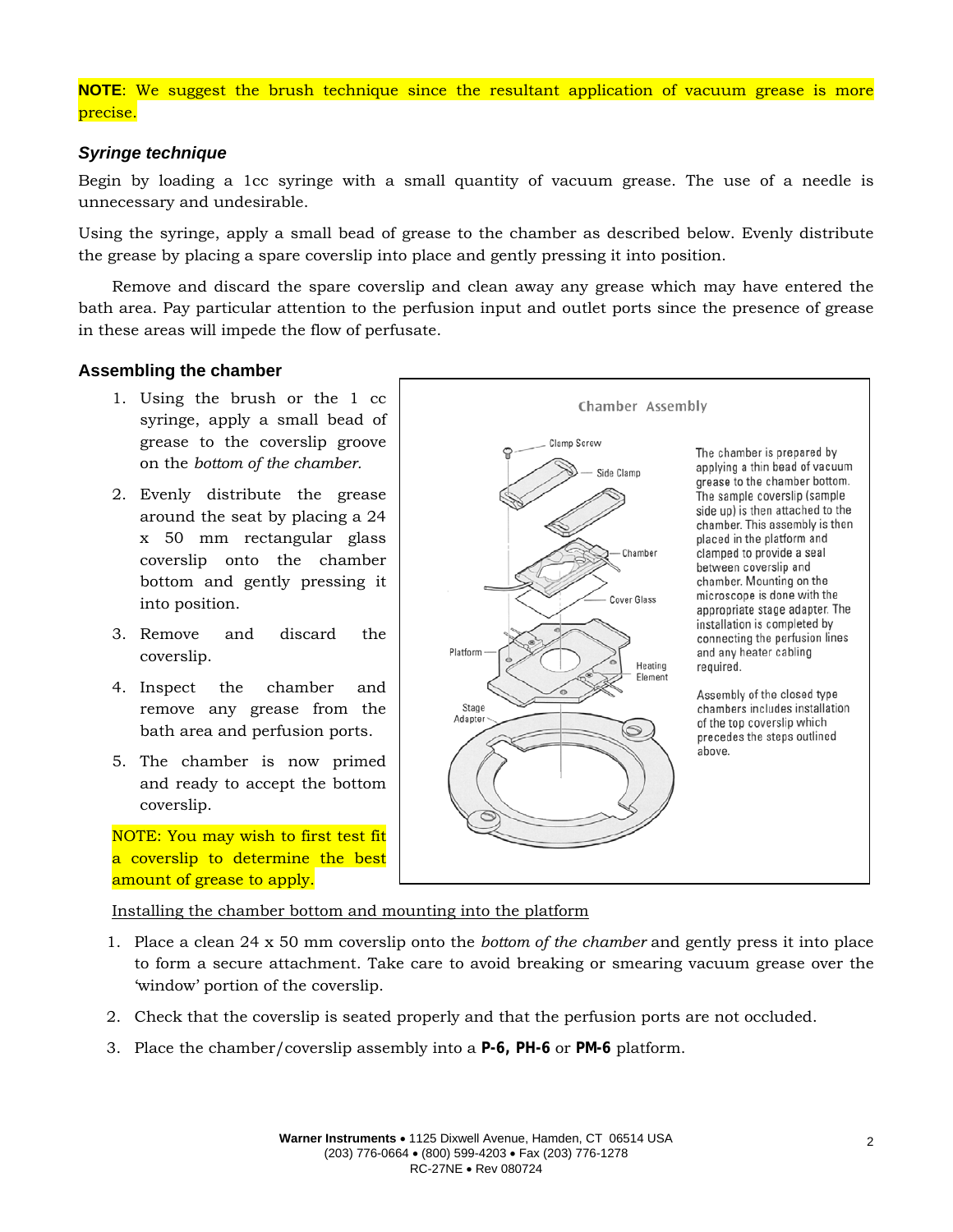**NOTE**: We suggest the brush technique since the resultant application of vacuum grease is more precise.

### *Syringe technique*

Begin by loading a 1cc syringe with a small quantity of vacuum grease. The use of a needle is unnecessary and undesirable.

Using the syringe, apply a small bead of grease to the chamber as described below. Evenly distribute the grease by placing a spare coverslip into place and gently pressing it into position.

Remove and discard the spare coverslip and clean away any grease which may have entered the bath area. Pay particular attention to the perfusion input and outlet ports since the presence of grease in these areas will impede the flow of perfusate.

### Assembling the chamber

1. Using the brush or the 1 cc syringe, apply a small bead of grease to the coverslip groove on the *bottom of the chamber*.
2. Evenly distribute the grease around the seat by placing a 24 x 50 mm rectangular glass coverslip onto the chamber bottom and gently pressing it into position.
3. Remove and discard the coverslip.
4. Inspect the chamber and remove any grease from the bath area and perfusion ports.
5. The chamber is now primed and ready to accept the bottom coverslip.

NOTE: You may wish to first test fit a coverslip to determine the best amount of grease to apply.

Chamber Assembly

Clamp Screw

Side Clamp

Chamber

Cover Glass

Platform

Heating Element

Stage Adapter

The chamber is prepared by applying a thin bead of vacuum grease to the chamber bottom. The sample coverslip (sample side up) is then attached to the chamber. This assembly is then placed in the platform and clamped to provide a seal between coverslip and chamber. Mounting on the microscope is done with the appropriate stage adapter. The installation is completed by connecting the perfusion lines and any heater cabling required.

Assembly of the closed type chambers includes installation of the top coverslip which precedes the steps outlined above.

Installing the chamber bottom and mounting into the platform

1. Place a clean 24 x 50 mm coverslip onto the *bottom of the chamber* and gently press it into place to form a secure attachment. Take care to avoid breaking or smearing vacuum grease over the 'window' portion of the coverslip.
2. Check that the coverslip is seated properly and that the perfusion ports are not occluded.
3. Place the chamber/coverslip assembly into a **P-6, PH-6** or **PM-6** platform.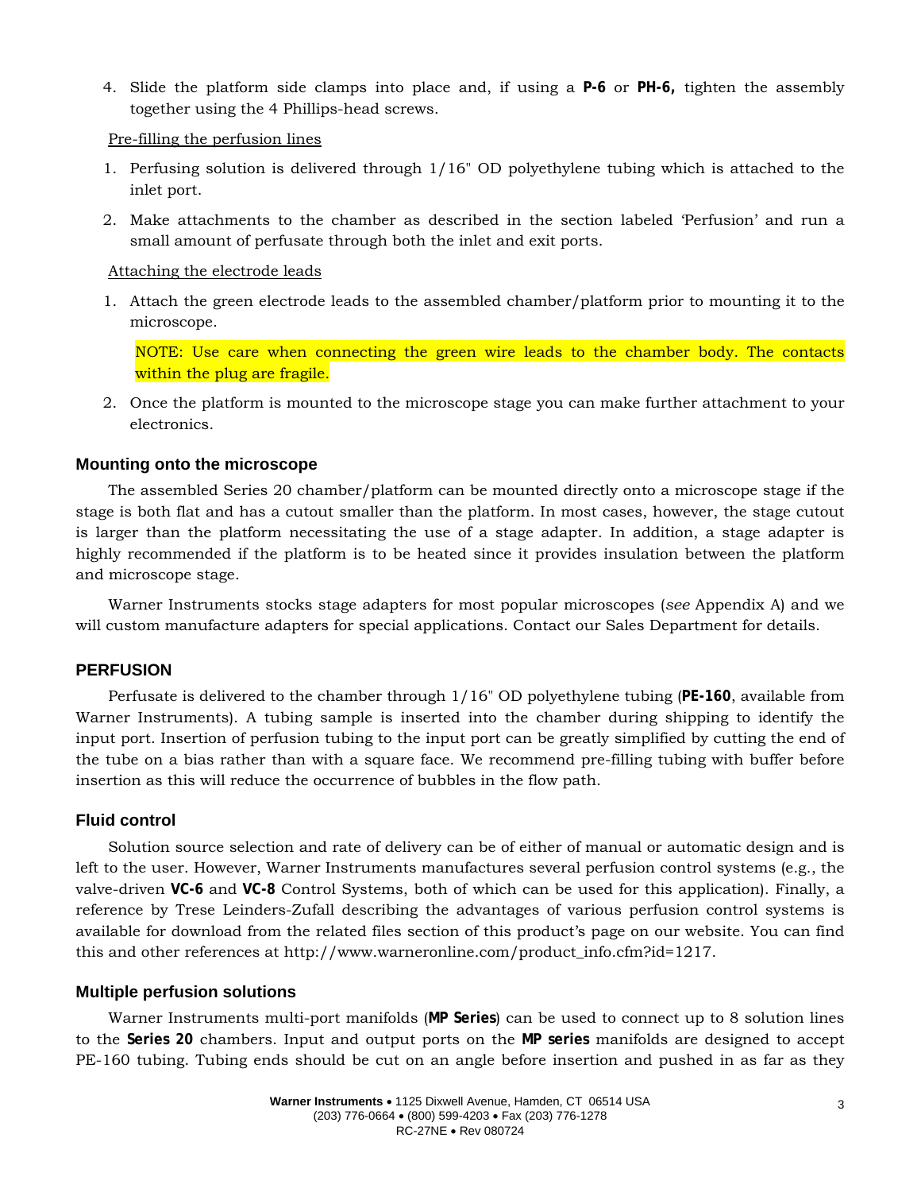4. Slide the platform side clamps into place and, if using a **P-6** or **PH-6,** tighten the assembly together using the 4 Phillips-head screws.

Pre-filling the perfusion lines

1. Perfusing solution is delivered through 1/16" OD polyethylene tubing which is attached to the inlet port.
2. Make attachments to the chamber as described in the section labeled 'Perfusion' and run a small amount of perfusate through both the inlet and exit ports.

Attaching the electrode leads

1. Attach the green electrode leads to the assembled chamber/platform prior to mounting it to the microscope.

   NOTE: Use care when connecting the green wire leads to the chamber body. The contacts within the plug are fragile.

2. Once the platform is mounted to the microscope stage you can make further attachment to your electronics.

### Mounting onto the microscope

The assembled Series 20 chamber/platform can be mounted directly onto a microscope stage if the stage is both flat and has a cutout smaller than the platform. In most cases, however, the stage cutout is larger than the platform necessitating the use of a stage adapter. In addition, a stage adapter is highly recommended if the platform is to be heated since it provides insulation between the platform and microscope stage.

Warner Instruments stocks stage adapters for most popular microscopes (*see* Appendix A) and we will custom manufacture adapters for special applications. Contact our Sales Department for details.

## PERFUSION

Perfusate is delivered to the chamber through 1/16" OD polyethylene tubing (**PE-160**, available from Warner Instruments). A tubing sample is inserted into the chamber during shipping to identify the input port. Insertion of perfusion tubing to the input port can be greatly simplified by cutting the end of the tube on a bias rather than with a square face. We recommend pre-filling tubing with buffer before insertion as this will reduce the occurrence of bubbles in the flow path.

### Fluid control

Solution source selection and rate of delivery can be of either of manual or automatic design and is left to the user. However, Warner Instruments manufactures several perfusion control systems (e.g., the valve-driven **VC-6** and **VC-8** Control Systems, both of which can be used for this application). Finally, a reference by Trese Leinders-Zufall describing the advantages of various perfusion control systems is available for download from the related files section of this product's page on our website. You can find this and other references at http://www.warneronline.com/product_info.cfm?id=1217.

### Multiple perfusion solutions

Warner Instruments multi-port manifolds (**MP Series**) can be used to connect up to 8 solution lines to the **Series 20** chambers. Input and output ports on the **MP series** manifolds are designed to accept PE-160 tubing. Tubing ends should be cut on an angle before insertion and pushed in as far as they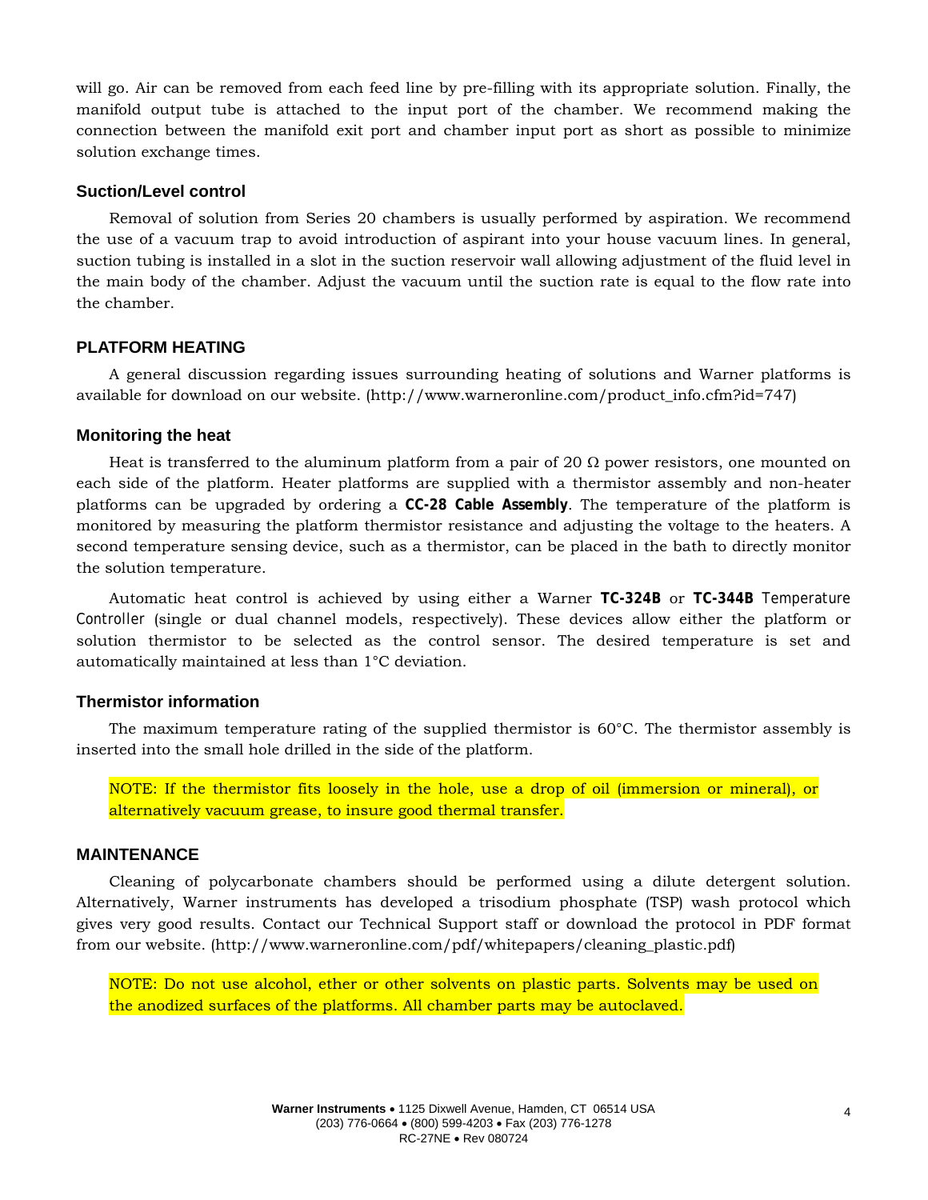will go. Air can be removed from each feed line by pre-filling with its appropriate solution. Finally, the manifold output tube is attached to the input port of the chamber. We recommend making the connection between the manifold exit port and chamber input port as short as possible to minimize solution exchange times.

### Suction/Level control

Removal of solution from Series 20 chambers is usually performed by aspiration. We recommend the use of a vacuum trap to avoid introduction of aspirant into your house vacuum lines. In general, suction tubing is installed in a slot in the suction reservoir wall allowing adjustment of the fluid level in the main body of the chamber. Adjust the vacuum until the suction rate is equal to the flow rate into the chamber.

## PLATFORM HEATING

A general discussion regarding issues surrounding heating of solutions and Warner platforms is available for download on our website. (http://www.warneronline.com/product_info.cfm?id=747)

### Monitoring the heat

Heat is transferred to the aluminum platform from a pair of 20 Ω power resistors, one mounted on each side of the platform. Heater platforms are supplied with a thermistor assembly and non-heater platforms can be upgraded by ordering a **CC-28 Cable Assembly**. The temperature of the platform is monitored by measuring the platform thermistor resistance and adjusting the voltage to the heaters. A second temperature sensing device, such as a thermistor, can be placed in the bath to directly monitor the solution temperature.

Automatic heat control is achieved by using either a Warner **TC-324B** or **TC-344B** Temperature Controller (single or dual channel models, respectively). These devices allow either the platform or solution thermistor to be selected as the control sensor. The desired temperature is set and automatically maintained at less than 1°C deviation.

### Thermistor information

The maximum temperature rating of the supplied thermistor is 60°C. The thermistor assembly is inserted into the small hole drilled in the side of the platform.

NOTE: If the thermistor fits loosely in the hole, use a drop of oil (immersion or mineral), or alternatively vacuum grease, to insure good thermal transfer.

## MAINTENANCE

Cleaning of polycarbonate chambers should be performed using a dilute detergent solution. Alternatively, Warner instruments has developed a trisodium phosphate (TSP) wash protocol which gives very good results. Contact our Technical Support staff or download the protocol in PDF format from our website. (http://www.warneronline.com/pdf/whitepapers/cleaning_plastic.pdf)

NOTE: Do not use alcohol, ether or other solvents on plastic parts. Solvents may be used on the anodized surfaces of the platforms. All chamber parts may be autoclaved.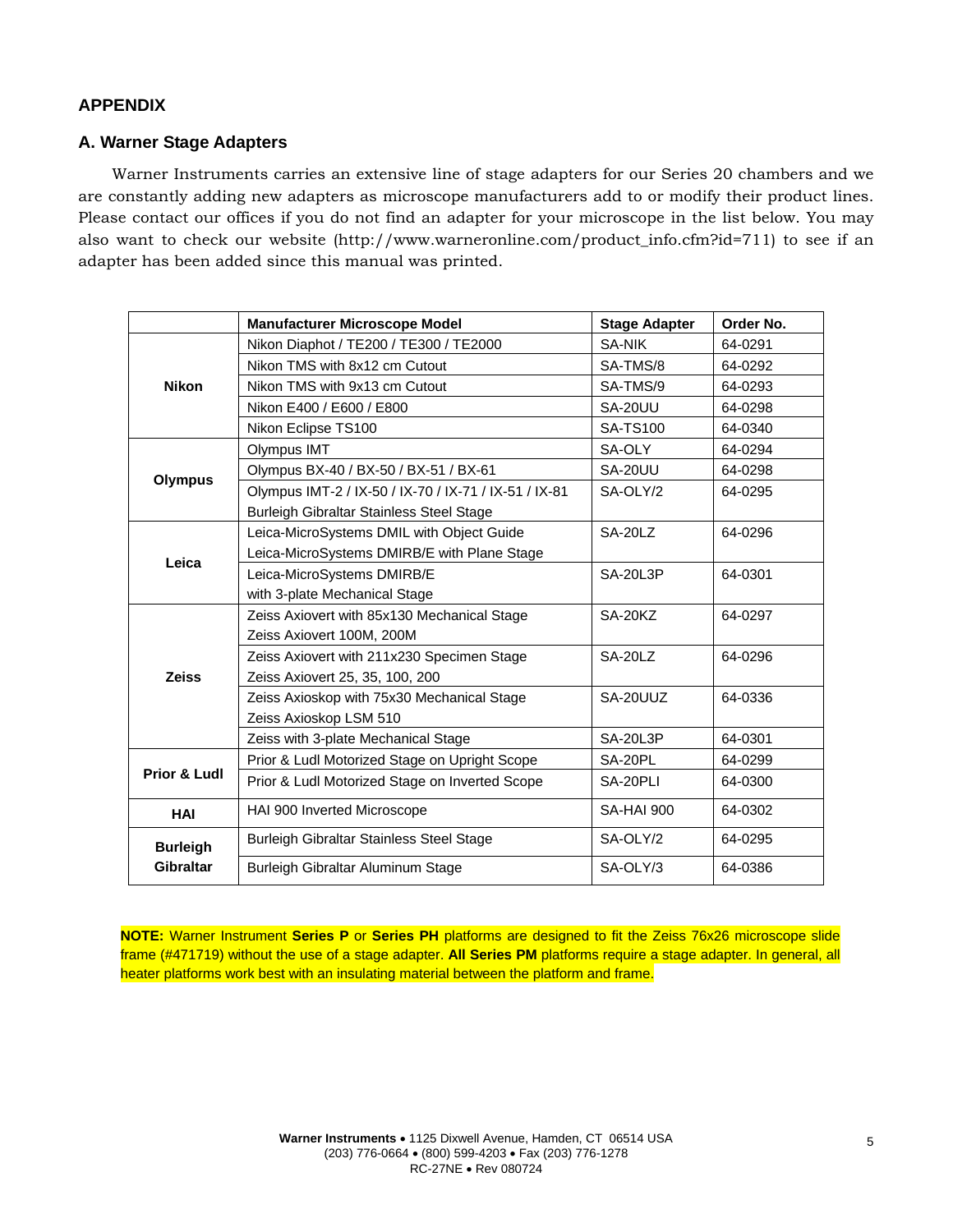## APPENDIX

### A. Warner Stage Adapters

Warner Instruments carries an extensive line of stage adapters for our Series 20 chambers and we are constantly adding new adapters as microscope manufacturers add to or modify their product lines. Please contact our offices if you do not find an adapter for your microscope in the list below. You may also want to check our website (http://www.warneronline.com/product_info.cfm?id=711) to see if an adapter has been added since this manual was printed.

| | Manufacturer Microscope Model | Stage Adapter | Order No. |
|---|---|---|---|
| **Nikon** | Nikon Diaphot / TE200 / TE300 / TE2000 | SA-NIK | 64-0291 |
| | Nikon TMS with 8x12 cm Cutout | SA-TMS/8 | 64-0292 |
| | Nikon TMS with 9x13 cm Cutout | SA-TMS/9 | 64-0293 |
| | Nikon E400 / E600 / E800 | SA-20UU | 64-0298 |
| | Nikon Eclipse TS100 | SA-TS100 | 64-0340 |
| **Olympus** | Olympus IMT | SA-OLY | 64-0294 |
| | Olympus BX-40 / BX-50 / BX-51 / BX-61 | SA-20UU | 64-0298 |
| | Olympus IMT-2 / IX-50 / IX-70 / IX-71 / IX-51 / IX-81<br>Burleigh Gibraltar Stainless Steel Stage | SA-OLY/2 | 64-0295 |
| **Leica** | Leica-MicroSystems DMIL with Object Guide<br>Leica-MicroSystems DMIRB/E with Plane Stage | SA-20LZ | 64-0296 |
| | Leica-MicroSystems DMIRB/E<br>with 3-plate Mechanical Stage | SA-20L3P | 64-0301 |
| **Zeiss** | Zeiss Axiovert with 85x130 Mechanical Stage<br>Zeiss Axiovert 100M, 200M | SA-20KZ | 64-0297 |
| | Zeiss Axiovert with 211x230 Specimen Stage<br>Zeiss Axiovert 25, 35, 100, 200 | SA-20LZ | 64-0296 |
| | Zeiss Axioskop with 75x30 Mechanical Stage<br>Zeiss Axioskop LSM 510 | SA-20UUZ | 64-0336 |
| | Zeiss with 3-plate Mechanical Stage | SA-20L3P | 64-0301 |
| **Prior & Ludl** | Prior & Ludl Motorized Stage on Upright Scope | SA-20PL | 64-0299 |
| | Prior & Ludl Motorized Stage on Inverted Scope | SA-20PLI | 64-0300 |
| **HAI** | HAI 900 Inverted Microscope | SA-HAI 900 | 64-0302 |
| **Burleigh Gibraltar** | Burleigh Gibraltar Stainless Steel Stage | SA-OLY/2 | 64-0295 |
| | Burleigh Gibraltar Aluminum Stage | SA-OLY/3 | 64-0386 |

**NOTE:** Warner Instrument **Series P** or **Series PH** platforms are designed to fit the Zeiss 76x26 microscope slide frame (#471719) without the use of a stage adapter. **All Series PM** platforms require a stage adapter. In general, all heater platforms work best with an insulating material between the platform and frame.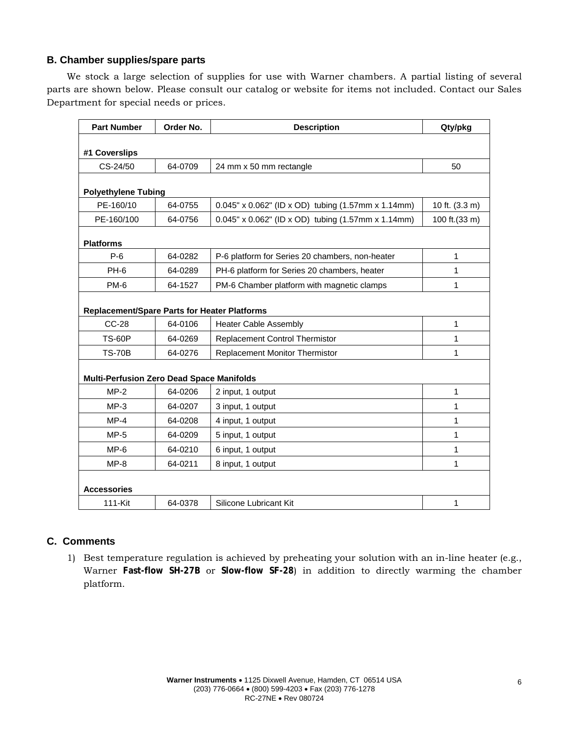## B. Chamber supplies/spare parts

We stock a large selection of supplies for use with Warner chambers. A partial listing of several parts are shown below. Please consult our catalog or website for items not included. Contact our Sales Department for special needs or prices.

| Part Number | Order No. | Description | Qty/pkg |
|---|---|---|---|
| **#1 Coverslips** | | | |
| CS-24/50 | 64-0709 | 24 mm x 50 mm rectangle | 50 |
| **Polyethylene Tubing** | | | |
| PE-160/10 | 64-0755 | 0.045" x 0.062" (ID x OD) tubing (1.57mm x 1.14mm) | 10 ft. (3.3 m) |
| PE-160/100 | 64-0756 | 0.045" x 0.062" (ID x OD) tubing (1.57mm x 1.14mm) | 100 ft.(33 m) |
| **Platforms** | | | |
| P-6 | 64-0282 | P-6 platform for Series 20 chambers, non-heater | 1 |
| PH-6 | 64-0289 | PH-6 platform for Series 20 chambers, heater | 1 |
| PM-6 | 64-1527 | PM-6 Chamber platform with magnetic clamps | 1 |
| **Replacement/Spare Parts for Heater Platforms** | | | |
| CC-28 | 64-0106 | Heater Cable Assembly | 1 |
| TS-60P | 64-0269 | Replacement Control Thermistor | 1 |
| TS-70B | 64-0276 | Replacement Monitor Thermistor | 1 |
| **Multi-Perfusion Zero Dead Space Manifolds** | | | |
| MP-2 | 64-0206 | 2 input, 1 output | 1 |
| MP-3 | 64-0207 | 3 input, 1 output | 1 |
| MP-4 | 64-0208 | 4 input, 1 output | 1 |
| MP-5 | 64-0209 | 5 input, 1 output | 1 |
| MP-6 | 64-0210 | 6 input, 1 output | 1 |
| MP-8 | 64-0211 | 8 input, 1 output | 1 |
| **Accessories** | | | |
| 111-Kit | 64-0378 | Silicone Lubricant Kit | 1 |

## C. Comments

1) Best temperature regulation is achieved by preheating your solution with an in-line heater (e.g., Warner **Fast-flow SH-27B** or **Slow-flow SF-28**) in addition to directly warming the chamber platform.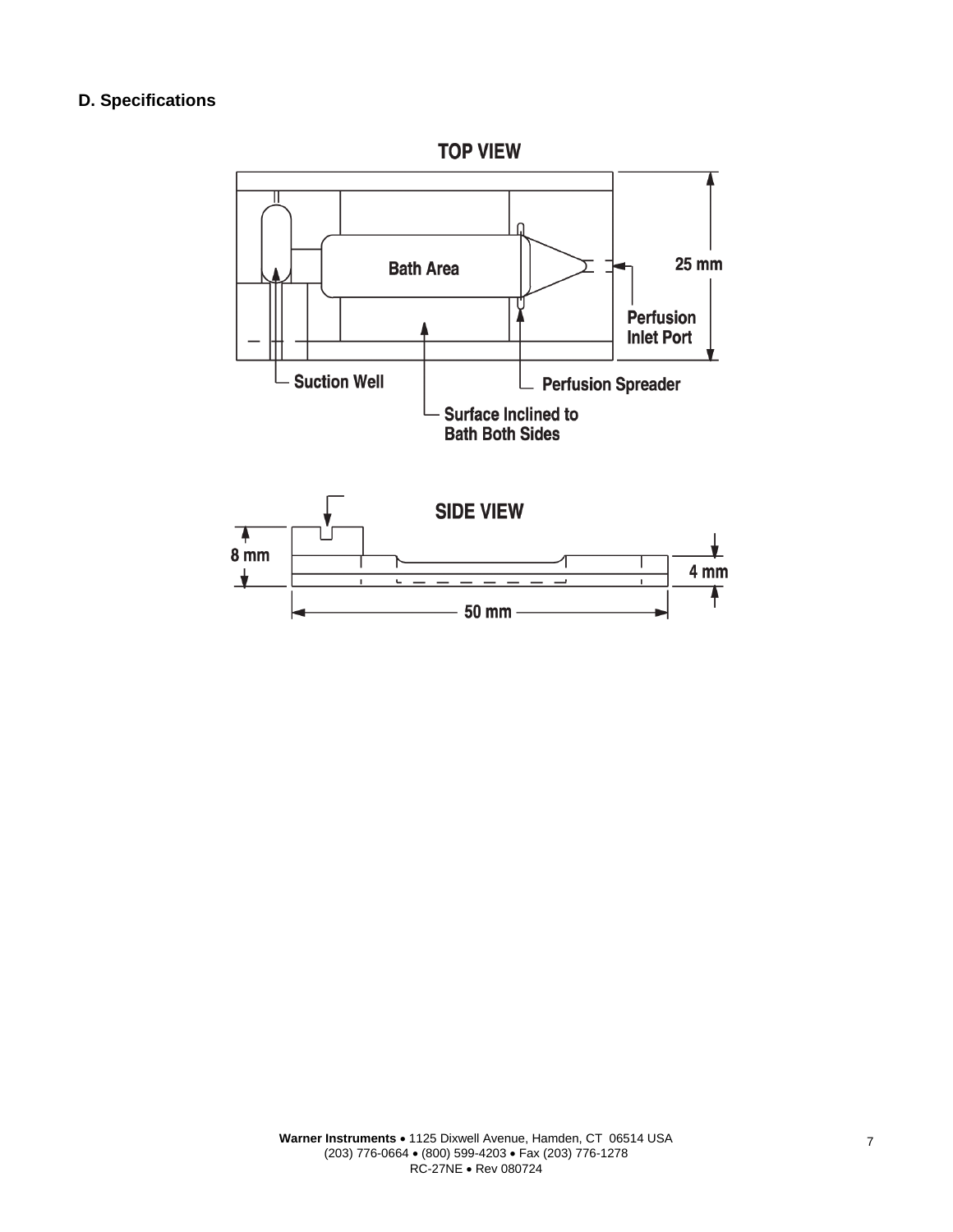### D. Specifications

TOP VIEW

Bath Area

25 mm

Perfusion
Inlet Port

Suction Well

Perfusion Spreader

Surface Inclined to
Bath Both Sides

SIDE VIEW

8 mm

4 mm

50 mm